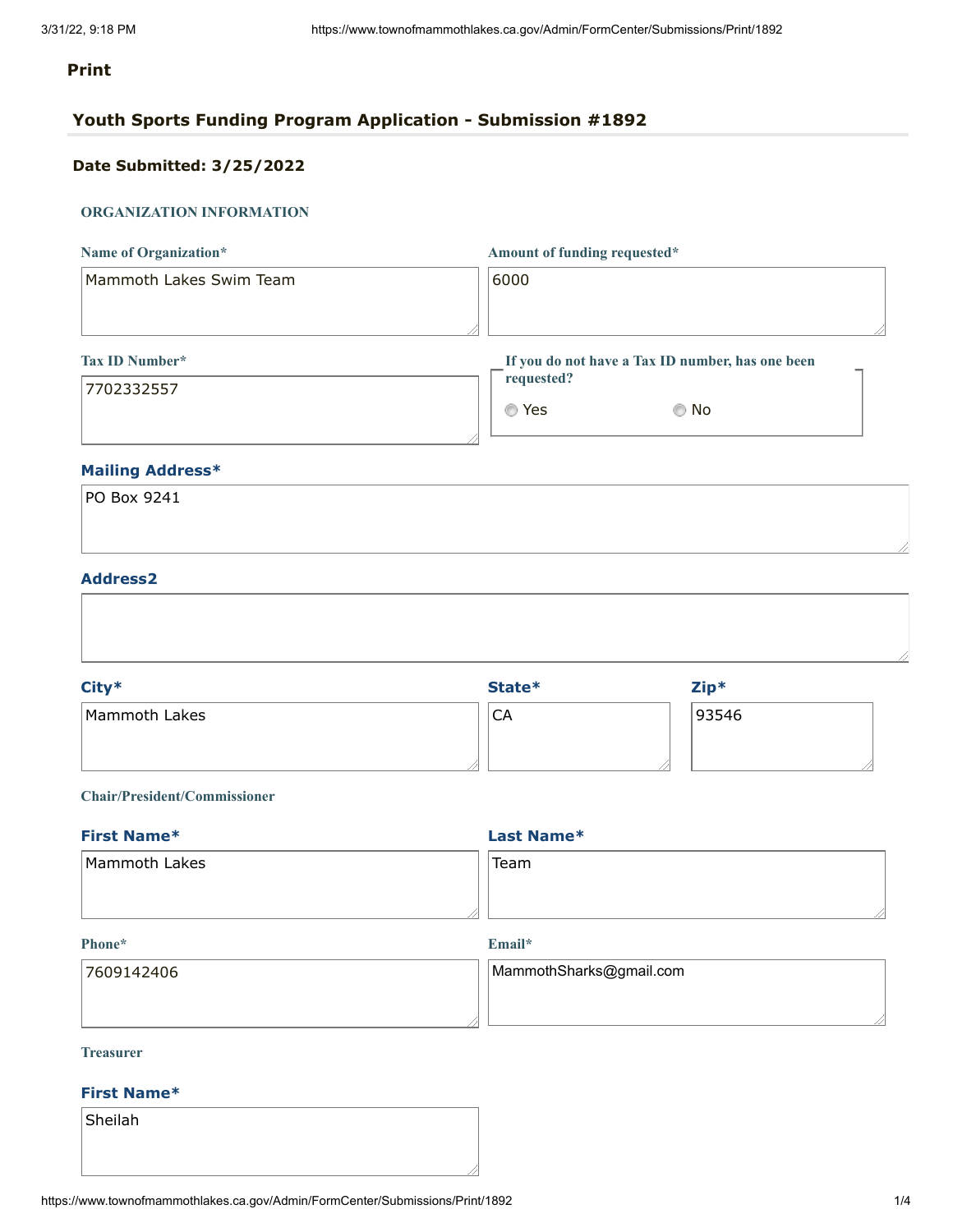**Print**

## Youth Sports Funding Program Application - Submission #1892

**Date Submitted: 3/25/2022**

### ORGANIZATION INFORMATION

**Name of Organization***

Mammoth Lakes Swim Team

**Amount of funding requested***

6000

**Tax ID Number***

7702332557

**If you do not have a Tax ID number, has one been requested?**

- ( ) Yes
- ( ) No

**Mailing Address***

PO Box 9241

**Address2**

**City***

Mammoth Lakes

**State***

CA

**Zip***

93546

**Chair/President/Commissioner**

**First Name***

Mammoth Lakes

**Last Name***

Team

**Phone***

7609142406

**Email***

MammothSharks@gmail.com

**Treasurer**

**First Name***

Sheilah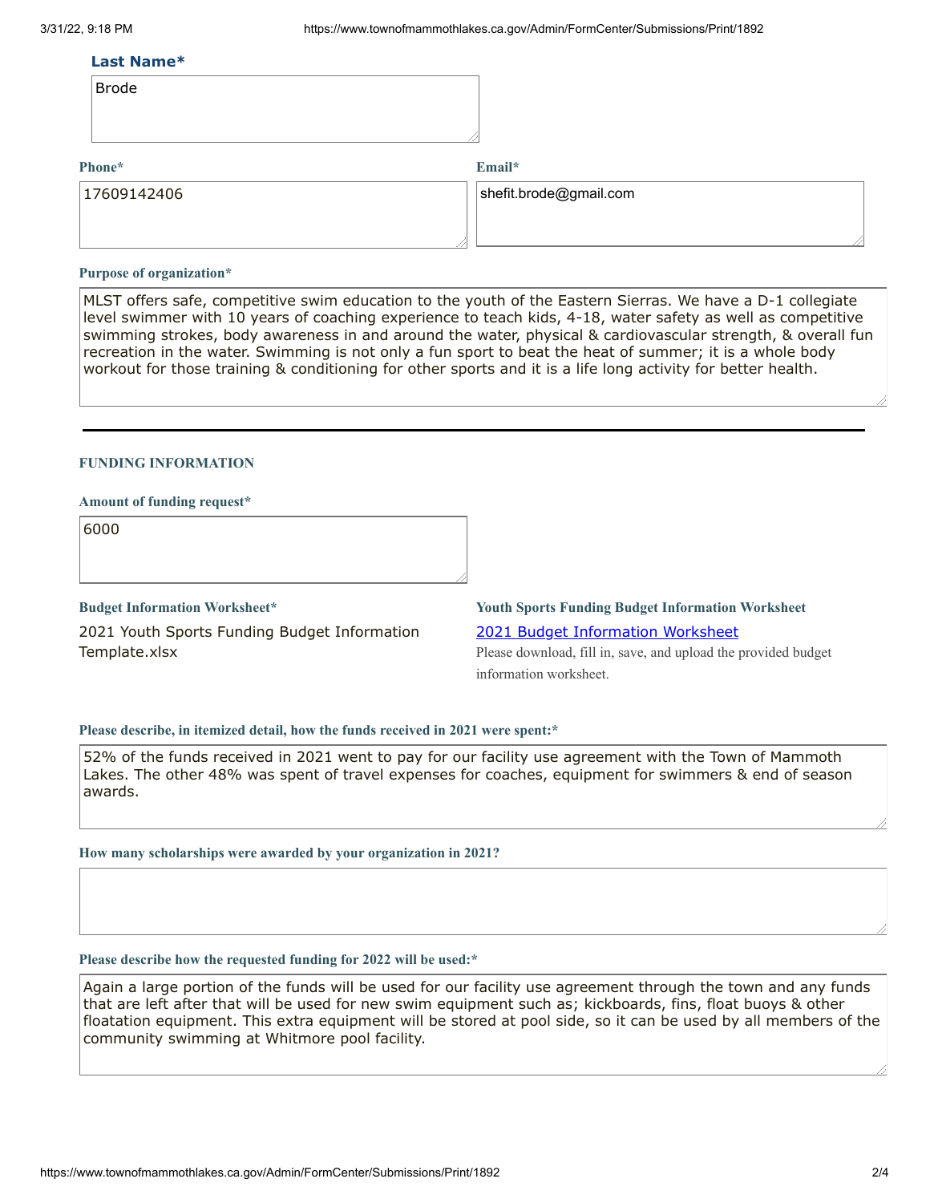**Last Name***

Brode

**Phone***

17609142406

**Email***

shefit.brode@gmail.com

**Purpose of organization***

MLST offers safe, competitive swim education to the youth of the Eastern Sierras. We have a D-1 collegiate level swimmer with 10 years of coaching experience to teach kids, 4-18, water safety as well as competitive swimming strokes, body awareness in and around the water, physical & cardiovascular strength, & overall fun recreation in the water. Swimming is not only a fun sport to beat the heat of summer; it is a whole body workout for those training & conditioning for other sports and it is a life long activity for better health.

---

## FUNDING INFORMATION

**Amount of funding request***

6000

**Budget Information Worksheet***

2021 Youth Sports Funding Budget Information Template.xlsx

**Youth Sports Funding Budget Information Worksheet**

[2021 Budget Information Worksheet]

Please download, fill in, save, and upload the provided budget information worksheet.

**Please describe, in itemized detail, how the funds received in 2021 were spent:***

52% of the funds received in 2021 went to pay for our facility use agreement with the Town of Mammoth Lakes. The other 48% was spent of travel expenses for coaches, equipment for swimmers & end of season awards.

**How many scholarships were awarded by your organization in 2021?**

**Please describe how the requested funding for 2022 will be used:***

Again a large portion of the funds will be used for our facility use agreement through the town and any funds that are left after that will be used for new swim equipment such as; kickboards, fins, float buoys & other floatation equipment. This extra equipment will be stored at pool side, so it can be used by all members of the community swimming at Whitmore pool facility.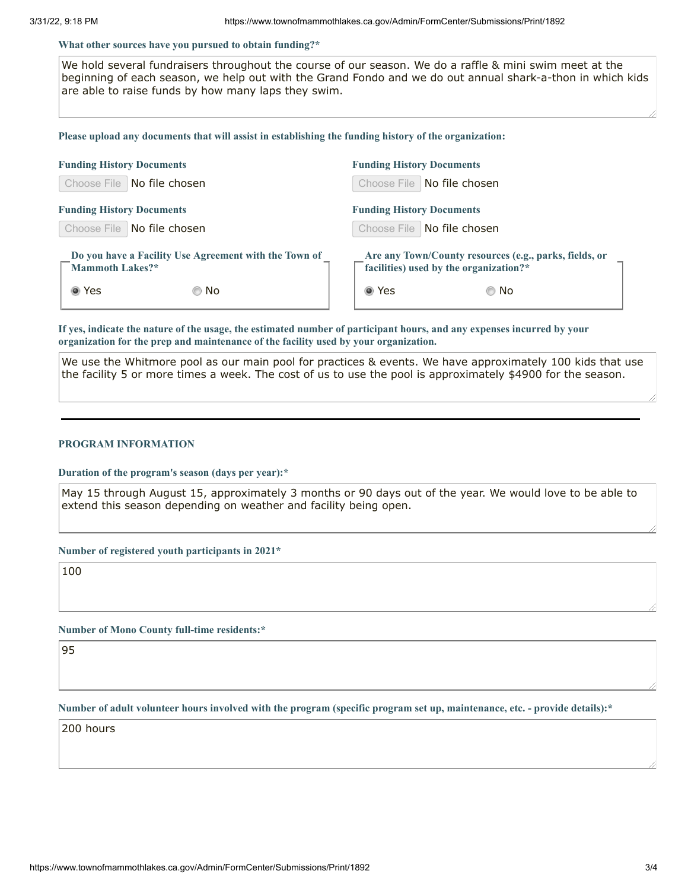**What other sources have you pursued to obtain funding?***

We hold several fundraisers throughout the course of our season. We do a raffle & mini swim meet at the beginning of each season, we help out with the Grand Fondo and we do out annual shark-a-thon in which kids are able to raise funds by how many laps they swim.

**Please upload any documents that will assist in establishing the funding history of the organization:**

**Funding History Documents**

Choose File No file chosen

**Funding History Documents**

Choose File No file chosen

**Funding History Documents**

Choose File No file chosen

**Funding History Documents**

Choose File No file chosen

**Do you have a Facility Use Agreement with the Town of Mammoth Lakes?***

- (●) Yes
- ( ) No

**Are any Town/County resources (e.g., parks, fields, or facilities) used by the organization?***

- (●) Yes
- ( ) No

**If yes, indicate the nature of the usage, the estimated number of participant hours, and any expenses incurred by your organization for the prep and maintenance of the facility used by your organization.**

We use the Whitmore pool as our main pool for practices & events. We have approximately 100 kids that use the facility 5 or more times a week. The cost of us to use the pool is approximately $4900 for the season.

---

**PROGRAM INFORMATION**

**Duration of the program's season (days per year):***

May 15 through August 15, approximately 3 months or 90 days out of the year. We would love to be able to extend this season depending on weather and facility being open.

**Number of registered youth participants in 2021***

100

**Number of Mono County full-time residents:***

95

**Number of adult volunteer hours involved with the program (specific program set up, maintenance, etc. - provide details):***

200 hours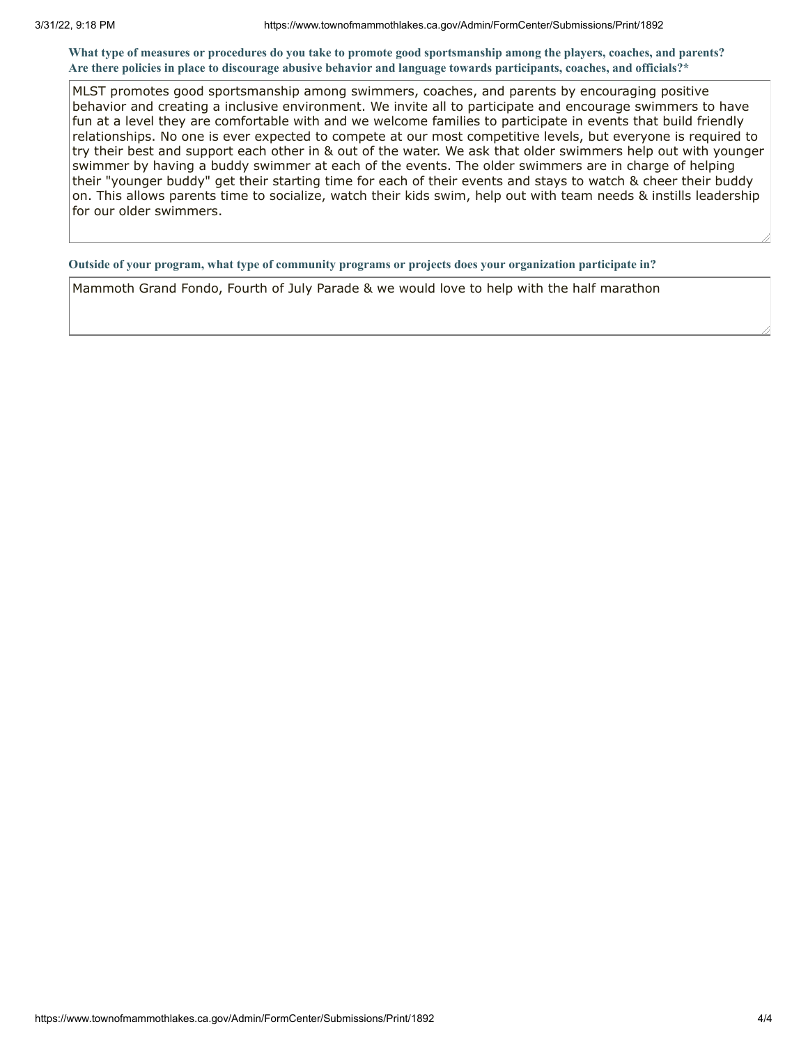**What type of measures or procedures do you take to promote good sportsmanship among the players, coaches, and parents? Are there policies in place to discourage abusive behavior and language towards participants, coaches, and officials?***

MLST promotes good sportsmanship among swimmers, coaches, and parents by encouraging positive behavior and creating a inclusive environment. We invite all to participate and encourage swimmers to have fun at a level they are comfortable with and we welcome families to participate in events that build friendly relationships. No one is ever expected to compete at our most competitive levels, but everyone is required to try their best and support each other in & out of the water. We ask that older swimmers help out with younger swimmer by having a buddy swimmer at each of the events. The older swimmers are in charge of helping their "younger buddy" get their starting time for each of their events and stays to watch & cheer their buddy on. This allows parents time to socialize, watch their kids swim, help out with team needs & instills leadership for our older swimmers.

**Outside of your program, what type of community programs or projects does your organization participate in?**

Mammoth Grand Fondo, Fourth of July Parade & we would love to help with the half marathon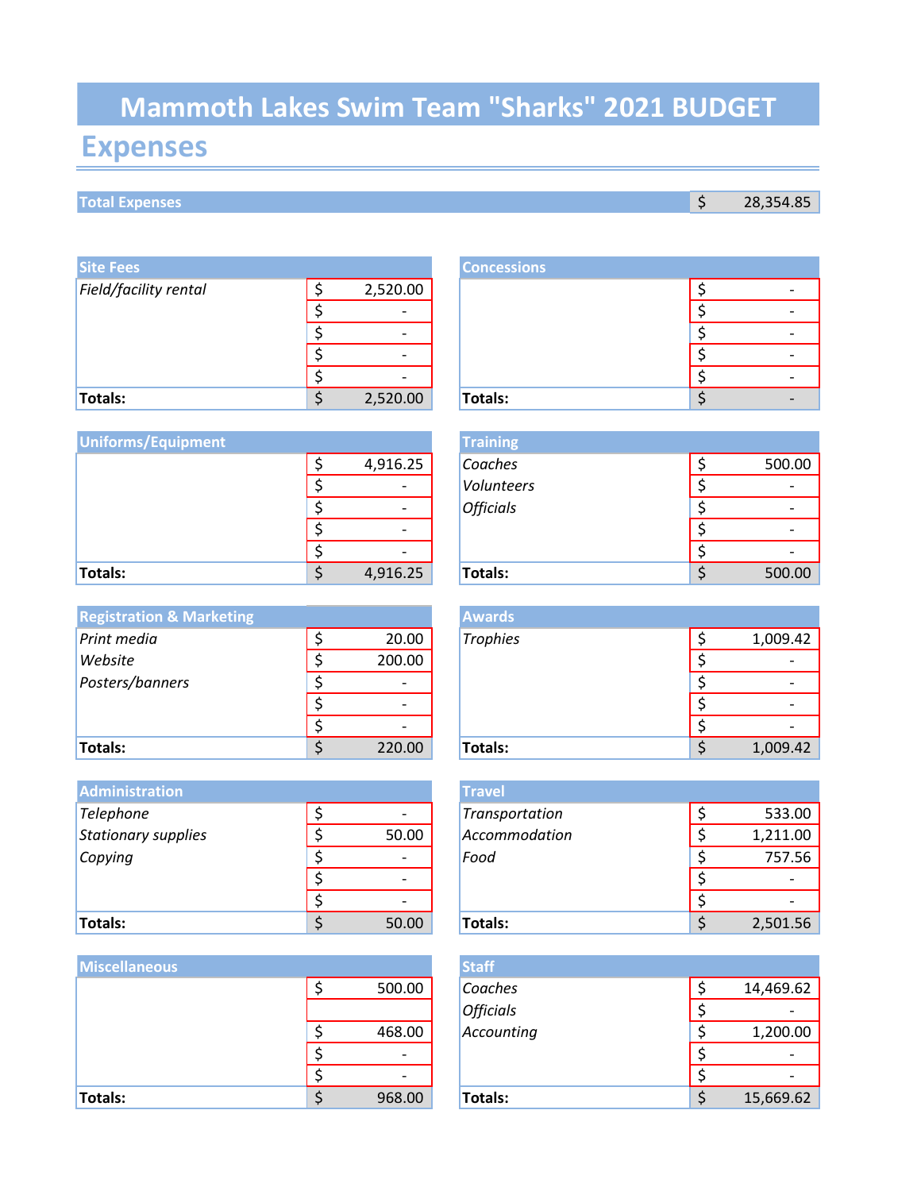# Mammoth Lakes Swim Team "Sharks" 2021 BUDGET

## Expenses

| Total Expenses | $ 28,354.85 |
|---|---|

### Site Fees

| Site Fees | |
|---|---|
| *Field/facility rental* | $ 2,520.00 |
| | $ - |
| | $ - |
| | $ - |
| | $ - |
| **Totals:** | $ 2,520.00 |

### Concessions

| Concessions | |
|---|---|
| | $ - |
| | $ - |
| | $ - |
| | $ - |
| | $ - |
| **Totals:** | $ - |

### Uniforms/Equipment

| Uniforms/Equipment | |
|---|---|
| | $ 4,916.25 |
| | $ - |
| | $ - |
| | $ - |
| | $ - |
| **Totals:** | $ 4,916.25 |

### Training

| Training | |
|---|---|
| *Coaches* | $ 500.00 |
| *Volunteers* | $ - |
| *Officials* | $ - |
| | $ - |
| | $ - |
| **Totals:** | $ 500.00 |

### Registration & Marketing

| Registration & Marketing | |
|---|---|
| *Print media* | $ 20.00 |
| *Website* | $ 200.00 |
| *Posters/banners* | $ - |
| | $ - |
| | $ - |
| **Totals:** | $ 220.00 |

### Awards

| Awards | |
|---|---|
| *Trophies* | $ 1,009.42 |
| | $ - |
| | $ - |
| | $ - |
| | $ - |
| **Totals:** | $ 1,009.42 |

### Administration

| Administration | |
|---|---|
| *Telephone* | $ - |
| *Stationary supplies* | $ 50.00 |
| *Copying* | $ - |
| | $ - |
| | $ - |
| **Totals:** | $ 50.00 |

### Travel

| Travel | |
|---|---|
| *Transportation* | $ 533.00 |
| *Accommodation* | $ 1,211.00 |
| *Food* | $ 757.56 |
| | $ - |
| | $ - |
| **Totals:** | $ 2,501.56 |

### Miscellaneous

| Miscellaneous | |
|---|---|
| | $ 500.00 |
| | |
| | $ 468.00 |
| | $ - |
| | $ - |
| **Totals:** | $ 968.00 |

### Staff

| Staff | |
|---|---|
| *Coaches* | $ 14,469.62 |
| *Officials* | $ - |
| *Accounting* | $ 1,200.00 |
| | $ - |
| | $ - |
| **Totals:** | $ 15,669.62 |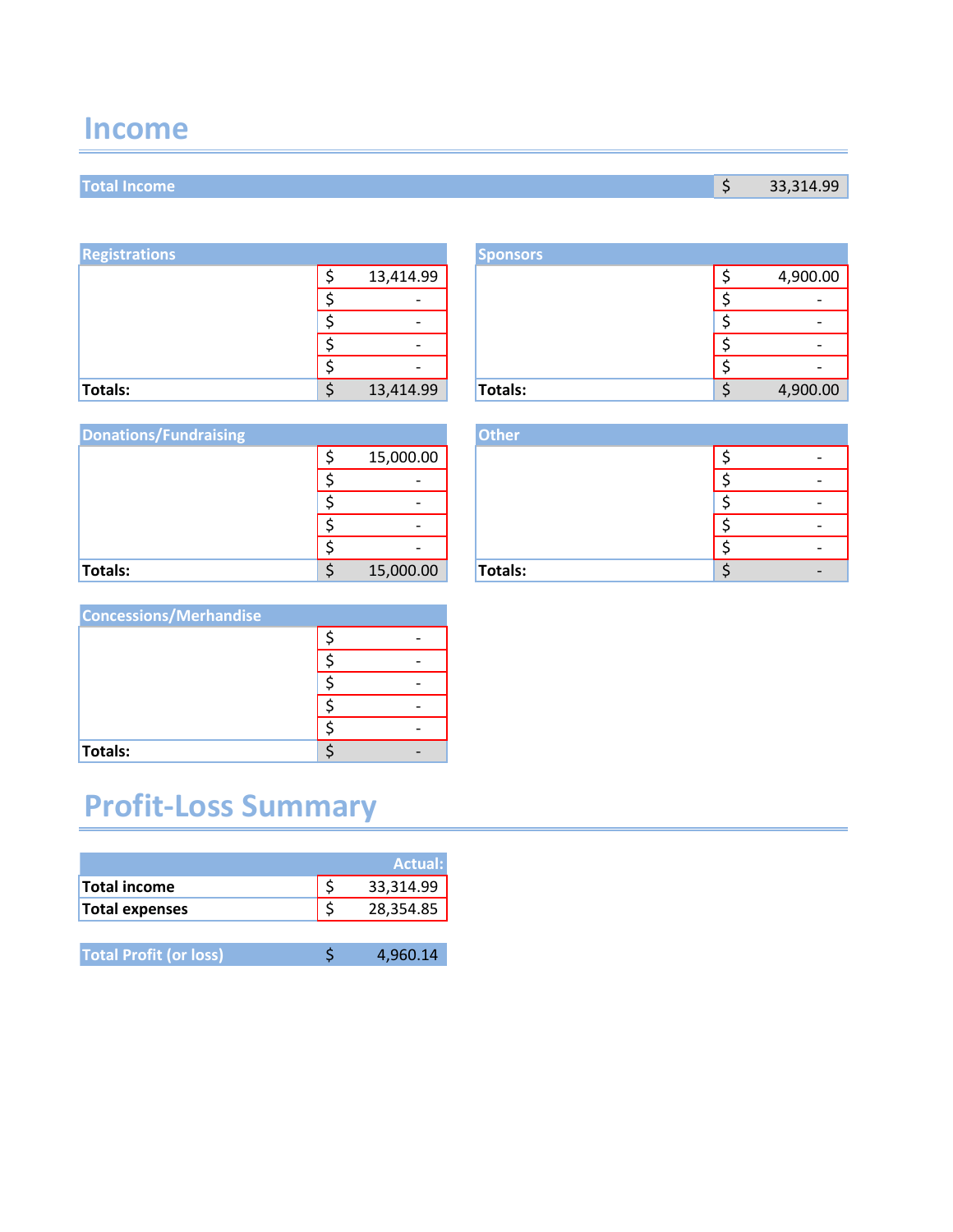# Income

| | |
|---|---|
| Total Income | $ 33,314.99 |

| Registrations | |
|---|---|
| | $ 13,414.99 |
| | $ - |
| | $ - |
| | $ - |
| | $ - |
| **Totals:** | $ 13,414.99 |

| Sponsors | |
|---|---|
| | $ 4,900.00 |
| | $ - |
| | $ - |
| | $ - |
| | $ - |
| **Totals:** | $ 4,900.00 |

| Donations/Fundraising | |
|---|---|
| | $ 15,000.00 |
| | $ - |
| | $ - |
| | $ - |
| | $ - |
| **Totals:** | $ 15,000.00 |

| Other | |
|---|---|
| | $ - |
| | $ - |
| | $ - |
| | $ - |
| | $ - |
| **Totals:** | $ - |

| Concessions/Merhandise | |
|---|---|
| | $ - |
| | $ - |
| | $ - |
| | $ - |
| | $ - |
| **Totals:** | $ - |

# Profit-Loss Summary

| | Actual: |
|---|---|
| **Total income** | $ 33,314.99 |
| **Total expenses** | $ 28,354.85 |
| Total Profit (or loss) | $ 4,960.14 |